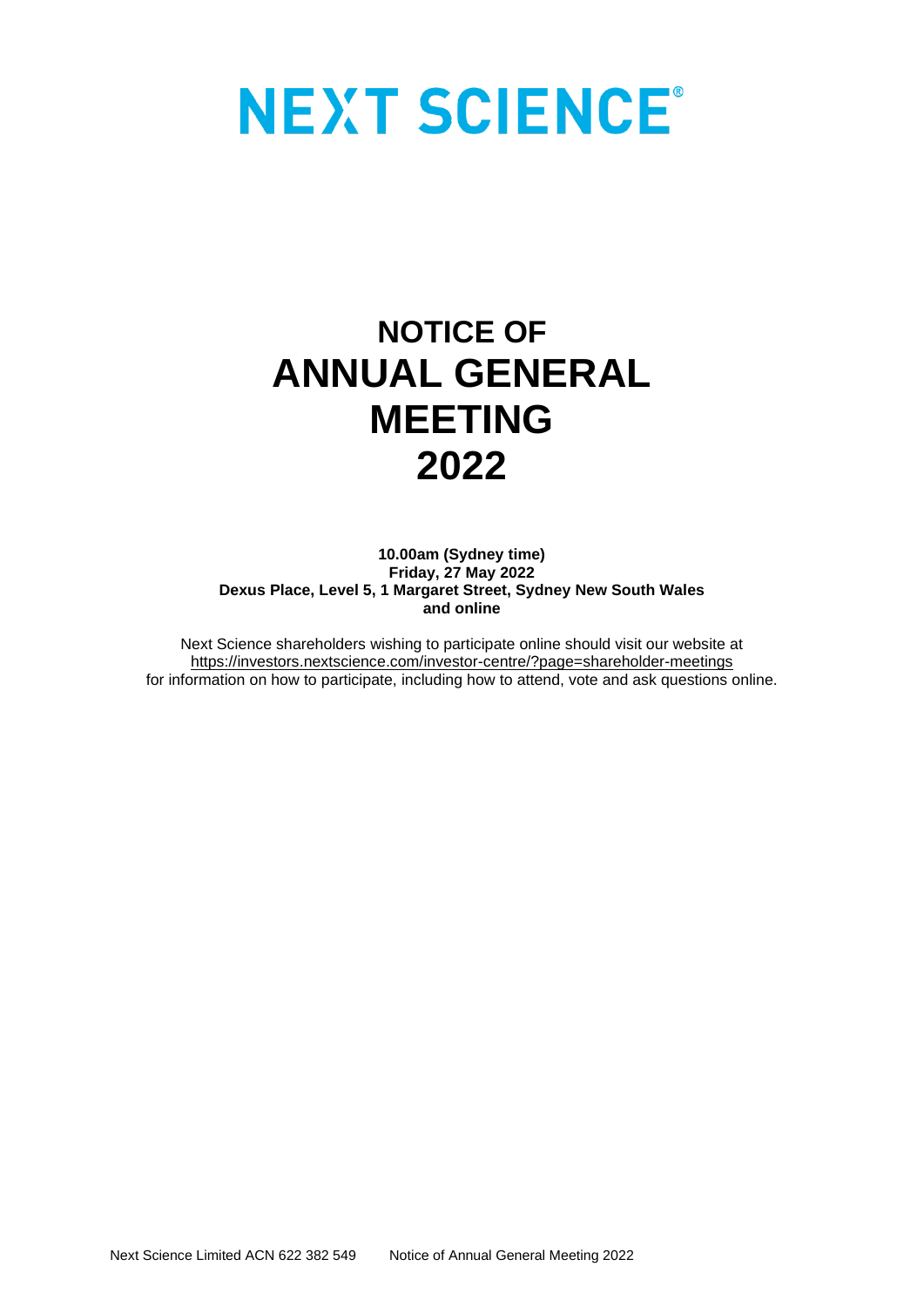# NEXT SCIENCE®

# NOTICE OF ANNUAL GENERAL MEETING 2022

**10.00am (Sydney time)**
**Friday, 27 May 2022**
**Dexus Place, Level 5, 1 Margaret Street, Sydney New South Wales**
**and online**

Next Science shareholders wishing to participate online should visit our website at https://investors.nextscience.com/investor-centre/?page=shareholder-meetings for information on how to participate, including how to attend, vote and ask questions online.

Next Science Limited ACN 622 382 549 Notice of Annual General Meeting 2022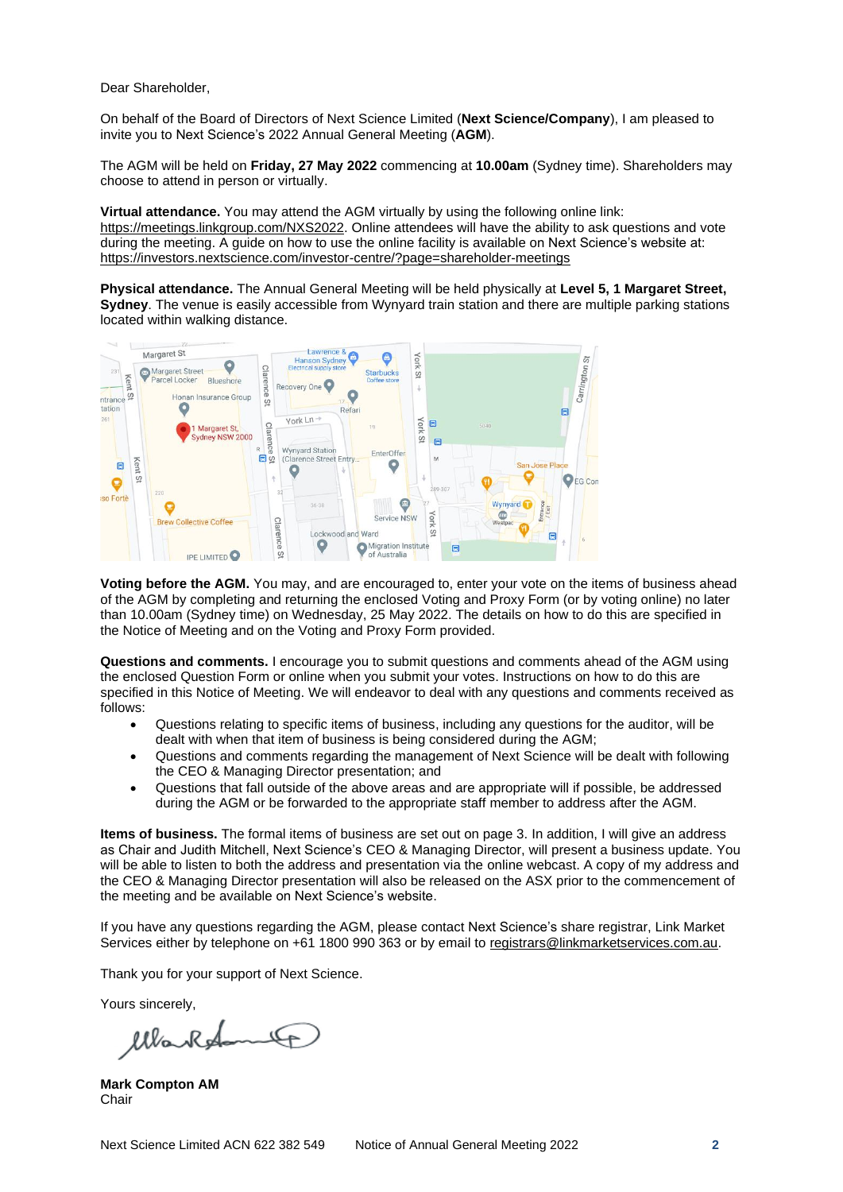Dear Shareholder,

On behalf of the Board of Directors of Next Science Limited (**Next Science/Company**), I am pleased to invite you to Next Science's 2022 Annual General Meeting (**AGM**).

The AGM will be held on **Friday, 27 May 2022** commencing at **10.00am** (Sydney time). Shareholders may choose to attend in person or virtually.

**Virtual attendance.** You may attend the AGM virtually by using the following online link: https://meetings.linkgroup.com/NXS2022. Online attendees will have the ability to ask questions and vote during the meeting. A guide on how to use the online facility is available on Next Science's website at: https://investors.nextscience.com/investor-centre/?page=shareholder-meetings

**Physical attendance.** The Annual General Meeting will be held physically at **Level 5, 1 Margaret Street, Sydney**. The venue is easily accessible from Wynyard train station and there are multiple parking stations located within walking distance.

**Voting before the AGM.** You may, and are encouraged to, enter your vote on the items of business ahead of the AGM by completing and returning the enclosed Voting and Proxy Form (or by voting online) no later than 10.00am (Sydney time) on Wednesday, 25 May 2022. The details on how to do this are specified in the Notice of Meeting and on the Voting and Proxy Form provided.

**Questions and comments.** I encourage you to submit questions and comments ahead of the AGM using the enclosed Question Form or online when you submit your votes. Instructions on how to do this are specified in this Notice of Meeting. We will endeavor to deal with any questions and comments received as follows:

- Questions relating to specific items of business, including any questions for the auditor, will be dealt with when that item of business is being considered during the AGM;
- Questions and comments regarding the management of Next Science will be dealt with following the CEO & Managing Director presentation; and
- Questions that fall outside of the above areas and are appropriate will if possible, be addressed during the AGM or be forwarded to the appropriate staff member to address after the AGM.

**Items of business.** The formal items of business are set out on page 3. In addition, I will give an address as Chair and Judith Mitchell, Next Science's CEO & Managing Director, will present a business update. You will be able to listen to both the address and presentation via the online webcast. A copy of my address and the CEO & Managing Director presentation will also be released on the ASX prior to the commencement of the meeting and be available on Next Science's website.

If you have any questions regarding the AGM, please contact Next Science's share registrar, Link Market Services either by telephone on +61 1800 990 363 or by email to registrars@linkmarketservices.com.au.

Thank you for your support of Next Science.

Yours sincerely,

**Mark Compton AM**
Chair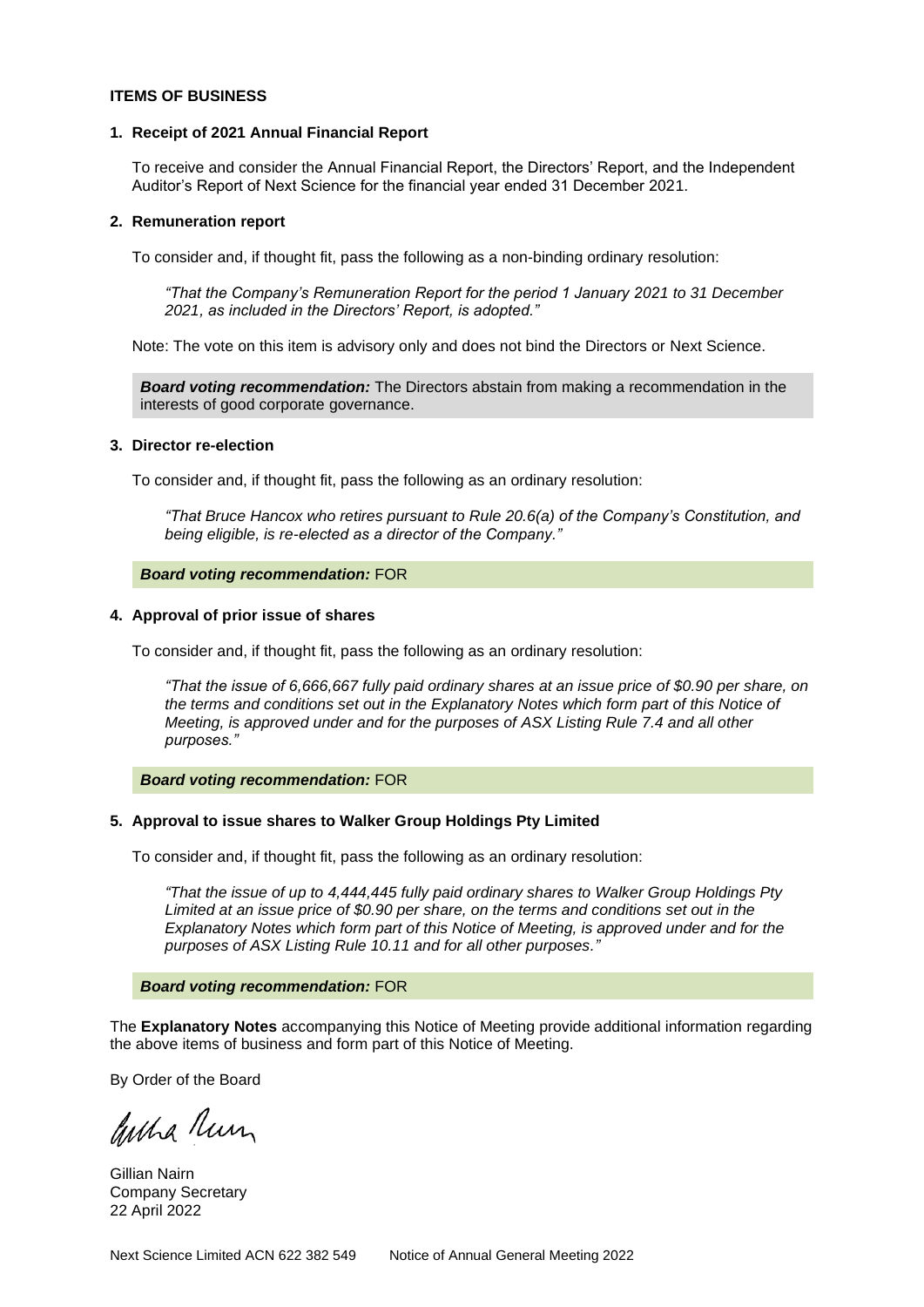**ITEMS OF BUSINESS**

**1. Receipt of 2021 Annual Financial Report**

To receive and consider the Annual Financial Report, the Directors' Report, and the Independent Auditor's Report of Next Science for the financial year ended 31 December 2021.

**2. Remuneration report**

To consider and, if thought fit, pass the following as a non-binding ordinary resolution:

> *"That the Company's Remuneration Report for the period 1 January 2021 to 31 December 2021, as included in the Directors' Report, is adopted."*

Note: The vote on this item is advisory only and does not bind the Directors or Next Science.

***Board voting recommendation:*** The Directors abstain from making a recommendation in the interests of good corporate governance.

**3. Director re-election**

To consider and, if thought fit, pass the following as an ordinary resolution:

> *"That Bruce Hancox who retires pursuant to Rule 20.6(a) of the Company's Constitution, and being eligible, is re-elected as a director of the Company."*

***Board voting recommendation:*** FOR

**4. Approval of prior issue of shares**

To consider and, if thought fit, pass the following as an ordinary resolution:

> *"That the issue of 6,666,667 fully paid ordinary shares at an issue price of $0.90 per share, on the terms and conditions set out in the Explanatory Notes which form part of this Notice of Meeting, is approved under and for the purposes of ASX Listing Rule 7.4 and all other purposes."*

***Board voting recommendation:*** FOR

**5. Approval to issue shares to Walker Group Holdings Pty Limited**

To consider and, if thought fit, pass the following as an ordinary resolution:

> *"That the issue of up to 4,444,445 fully paid ordinary shares to Walker Group Holdings Pty Limited at an issue price of $0.90 per share, on the terms and conditions set out in the Explanatory Notes which form part of this Notice of Meeting, is approved under and for the purposes of ASX Listing Rule 10.11 and for all other purposes."*

***Board voting recommendation:*** FOR

The **Explanatory Notes** accompanying this Notice of Meeting provide additional information regarding the above items of business and form part of this Notice of Meeting.

By Order of the Board

Gillian Nairn
Company Secretary
22 April 2022

Next Science Limited ACN 622 382 549 Notice of Annual General Meeting 2022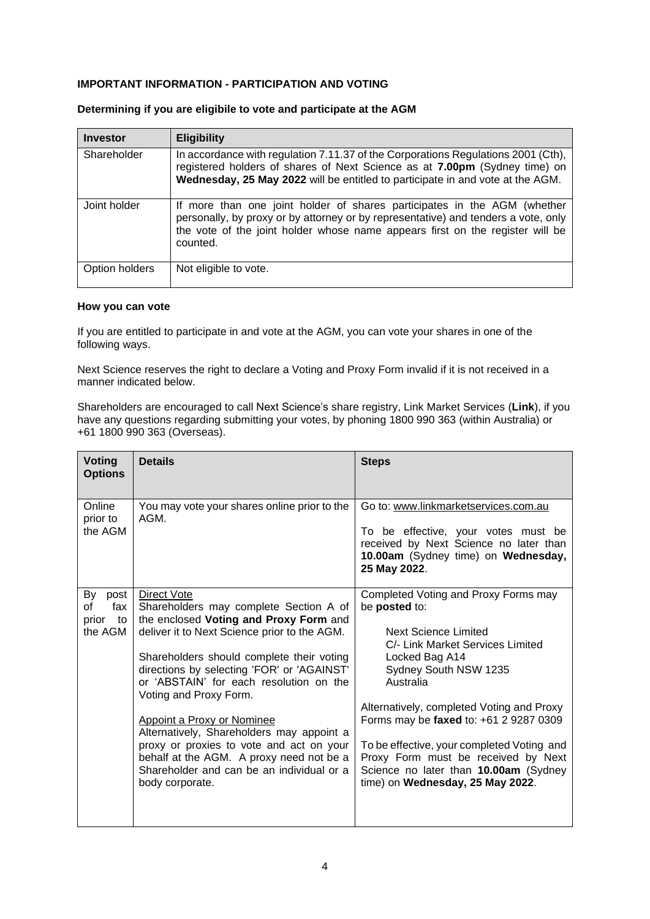**IMPORTANT INFORMATION - PARTICIPATION AND VOTING**

**Determining if you are eligibile to vote and participate at the AGM**

| Investor | Eligibility |
|---|---|
| Shareholder | In accordance with regulation 7.11.37 of the Corporations Regulations 2001 (Cth), registered holders of shares of Next Science as at **7.00pm** (Sydney time) on **Wednesday, 25 May 2022** will be entitled to participate in and vote at the AGM. |
| Joint holder | If more than one joint holder of shares participates in the AGM (whether personally, by proxy or by attorney or by representative) and tenders a vote, only the vote of the joint holder whose name appears first on the register will be counted. |
| Option holders | Not eligible to vote. |

**How you can vote**

If you are entitled to participate in and vote at the AGM, you can vote your shares in one of the following ways.

Next Science reserves the right to declare a Voting and Proxy Form invalid if it is not received in a manner indicated below.

Shareholders are encouraged to call Next Science's share registry, Link Market Services (**Link**), if you have any questions regarding submitting your votes, by phoning 1800 990 363 (within Australia) or +61 1800 990 363 (Overseas).

| Voting Options | Details | Steps |
|---|---|---|
| Online prior to the AGM | You may vote your shares online prior to the AGM. | Go to: www.linkmarketservices.com.au<br><br>To be effective, your votes must be received by Next Science no later than **10.00am** (Sydney time) on **Wednesday, 25 May 2022**. |
| By post of fax prior to the AGM | Direct Vote<br>Shareholders may complete Section A of the enclosed **Voting and Proxy Form** and deliver it to Next Science prior to the AGM.<br><br>Shareholders should complete their voting directions by selecting 'FOR' or 'AGAINST' or 'ABSTAIN' for each resolution on the Voting and Proxy Form.<br><br>Appoint a Proxy or Nominee<br>Alternatively, Shareholders may appoint a proxy or proxies to vote and act on your behalf at the AGM. A proxy need not be a Shareholder and can be an individual or a body corporate. | Completed Voting and Proxy Forms may be **posted** to:<br><br>Next Science Limited<br>C/- Link Market Services Limited<br>Locked Bag A14<br>Sydney South NSW 1235<br>Australia<br><br>Alternatively, completed Voting and Proxy Forms may be **faxed** to: +61 2 9287 0309<br><br>To be effective, your completed Voting and Proxy Form must be received by Next Science no later than **10.00am** (Sydney time) on **Wednesday, 25 May 2022**. |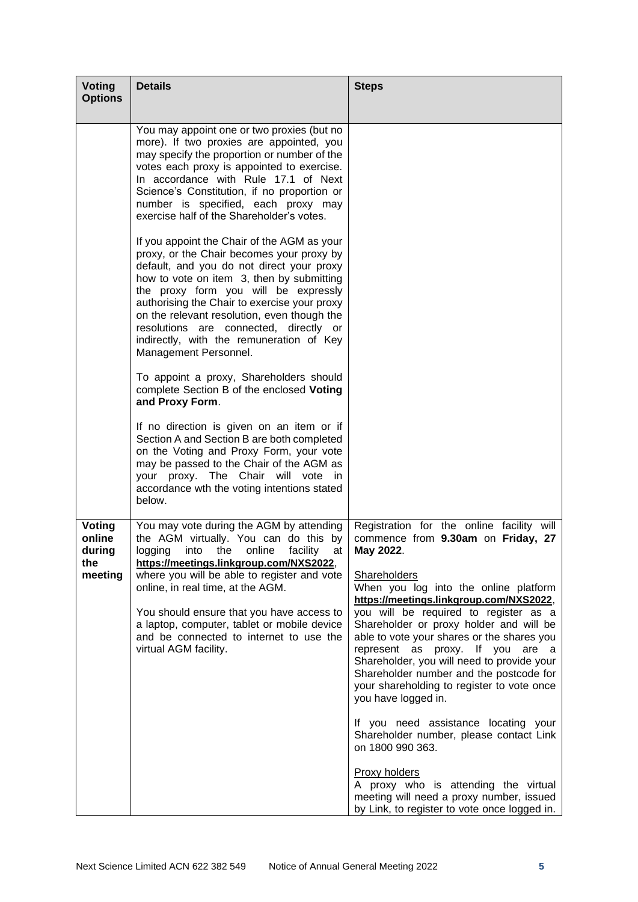| Voting Options | Details | Steps |
|---|---|---|
| | You may appoint one or two proxies (but no more). If two proxies are appointed, you may specify the proportion or number of the votes each proxy is appointed to exercise. In accordance with Rule 17.1 of Next Science's Constitution, if no proportion or number is specified, each proxy may exercise half of the Shareholder's votes.<br><br>If you appoint the Chair of the AGM as your proxy, or the Chair becomes your proxy by default, and you do not direct your proxy how to vote on item 3, then by submitting the proxy form you will be expressly authorising the Chair to exercise your proxy on the relevant resolution, even though the resolutions are connected, directly or indirectly, with the remuneration of Key Management Personnel.<br><br>To appoint a proxy, Shareholders should complete Section B of the enclosed **Voting and Proxy Form**.<br><br>If no direction is given on an item or if Section A and Section B are both completed on the Voting and Proxy Form, your vote may be passed to the Chair of the AGM as your proxy. The Chair will vote in accordance wth the voting intentions stated below. | |
| **Voting online during the meeting** | You may vote during the AGM by attending the AGM virtually. You can do this by logging into the online facility at **https://meetings.linkgroup.com/NXS2022**, where you will be able to register and vote online, in real time, at the AGM.<br><br>You should ensure that you have access to a laptop, computer, tablet or mobile device and be connected to internet to use the virtual AGM facility. | Registration for the online facility will commence from **9.30am** on **Friday, 27 May 2022**.<br><br>Shareholders<br>When you log into the online platform **https://meetings.linkgroup.com/NXS2022**, you will be required to register as a Shareholder or proxy holder and will be able to vote your shares or the shares you represent as proxy. If you are a Shareholder, you will need to provide your Shareholder number and the postcode for your shareholding to register to vote once you have logged in.<br><br>If you need assistance locating your Shareholder number, please contact Link on 1800 990 363.<br><br>Proxy holders<br>A proxy who is attending the virtual meeting will need a proxy number, issued by Link, to register to vote once logged in. |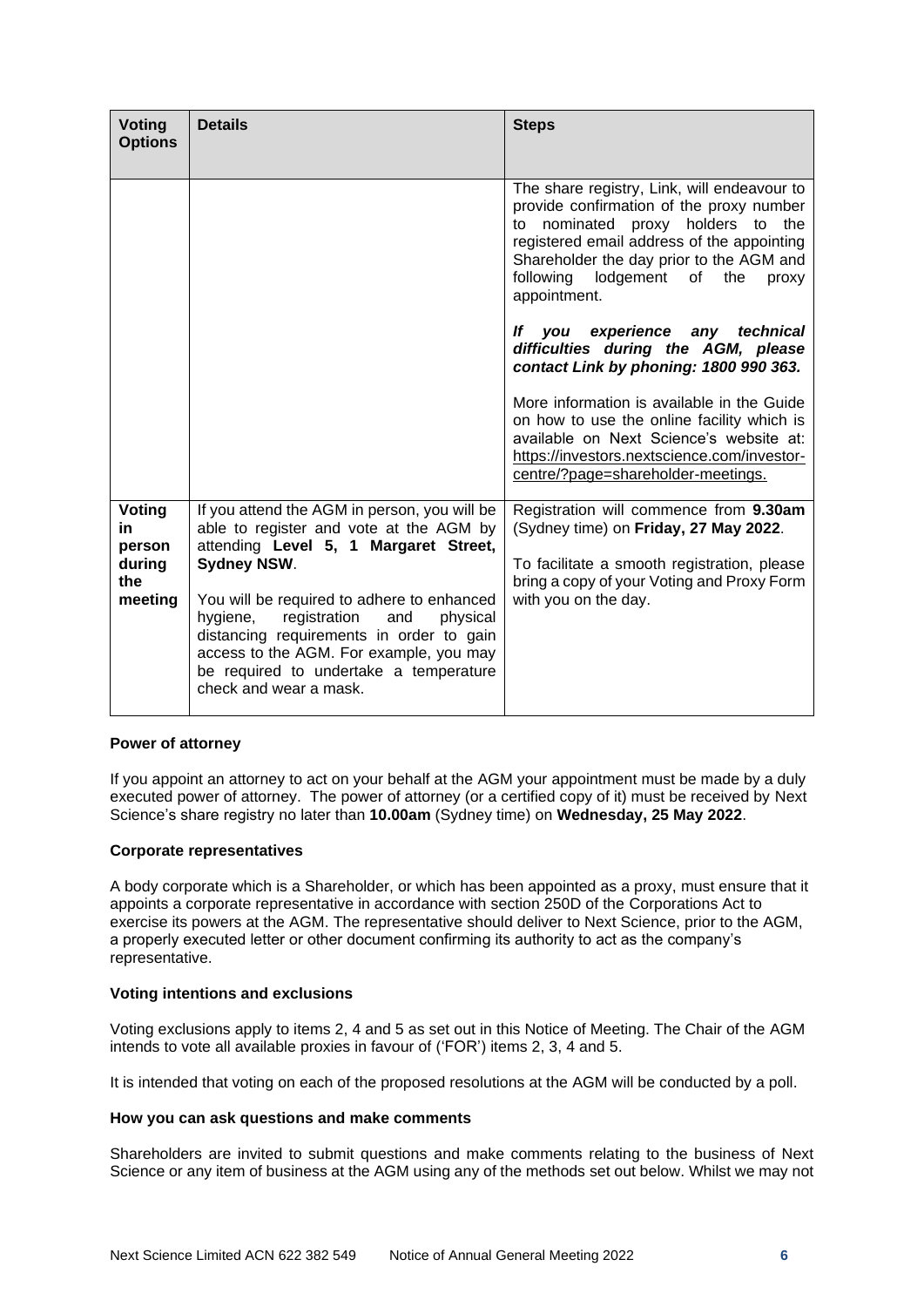| Voting Options | Details | Steps |
|---|---|---|
| | | The share registry, Link, will endeavour to provide confirmation of the proxy number to nominated proxy holders to the registered email address of the appointing Shareholder the day prior to the AGM and following lodgement of the proxy appointment.<br><br>***If you experience any technical difficulties during the AGM, please contact Link by phoning: 1800 990 363.***<br><br>More information is available in the Guide on how to use the online facility which is available on Next Science's website at: https://investors.nextscience.com/investor-centre/?page=shareholder-meetings. |
| **Voting in person during the meeting** | If you attend the AGM in person, you will be able to register and vote at the AGM by attending **Level 5, 1 Margaret Street, Sydney NSW**.<br><br>You will be required to adhere to enhanced hygiene, registration and physical distancing requirements in order to gain access to the AGM. For example, you may be required to undertake a temperature check and wear a mask. | Registration will commence from **9.30am** (Sydney time) on **Friday, 27 May 2022**.<br><br>To facilitate a smooth registration, please bring a copy of your Voting and Proxy Form with you on the day. |

**Power of attorney**

If you appoint an attorney to act on your behalf at the AGM your appointment must be made by a duly executed power of attorney. The power of attorney (or a certified copy of it) must be received by Next Science's share registry no later than **10.00am** (Sydney time) on **Wednesday, 25 May 2022**.

**Corporate representatives**

A body corporate which is a Shareholder, or which has been appointed as a proxy, must ensure that it appoints a corporate representative in accordance with section 250D of the Corporations Act to exercise its powers at the AGM. The representative should deliver to Next Science, prior to the AGM, a properly executed letter or other document confirming its authority to act as the company's representative.

**Voting intentions and exclusions**

Voting exclusions apply to items 2, 4 and 5 as set out in this Notice of Meeting. The Chair of the AGM intends to vote all available proxies in favour of ('FOR') items 2, 3, 4 and 5.

It is intended that voting on each of the proposed resolutions at the AGM will be conducted by a poll.

**How you can ask questions and make comments**

Shareholders are invited to submit questions and make comments relating to the business of Next Science or any item of business at the AGM using any of the methods set out below. Whilst we may not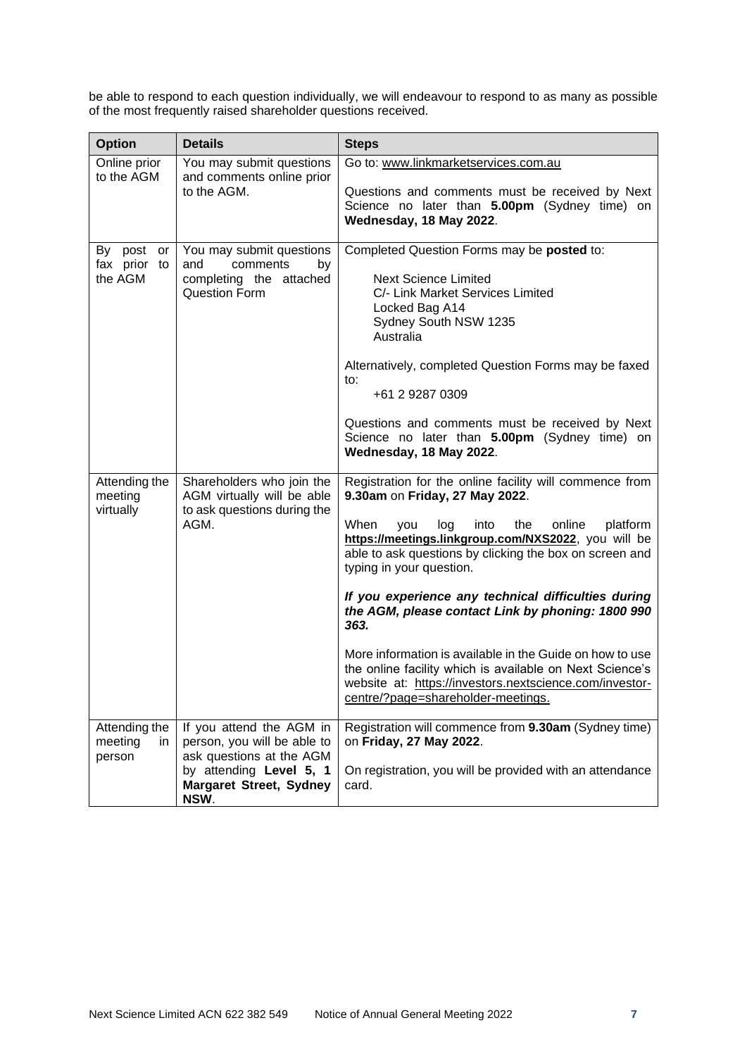be able to respond to each question individually, we will endeavour to respond to as many as possible of the most frequently raised shareholder questions received.

| Option | Details | Steps |
|---|---|---|
| Online prior to the AGM | You may submit questions and comments online prior to the AGM. | Go to: www.linkmarketservices.com.au<br><br>Questions and comments must be received by Next Science no later than **5.00pm** (Sydney time) on **Wednesday, 18 May 2022**. |
| By post or fax prior to the AGM | You may submit questions and comments by completing the attached Question Form | Completed Question Forms may be **posted** to:<br><br>Next Science Limited<br>C/- Link Market Services Limited<br>Locked Bag A14<br>Sydney South NSW 1235<br>Australia<br><br>Alternatively, completed Question Forms may be faxed to:<br>+61 2 9287 0309<br><br>Questions and comments must be received by Next Science no later than **5.00pm** (Sydney time) on **Wednesday, 18 May 2022**. |
| Attending the meeting virtually | Shareholders who join the AGM virtually will be able to ask questions during the AGM. | Registration for the online facility will commence from **9.30am** on **Friday, 27 May 2022**.<br><br>When you log into the online platform **https://meetings.linkgroup.com/NXS2022**, you will be able to ask questions by clicking the box on screen and typing in your question.<br><br>***If you experience any technical difficulties during the AGM, please contact Link by phoning: 1800 990 363.***<br><br>More information is available in the Guide on how to use the online facility which is available on Next Science's website at: https://investors.nextscience.com/investor-centre/?page=shareholder-meetings. |
| Attending the meeting in person | If you attend the AGM in person, you will be able to ask questions at the AGM by attending **Level 5, 1 Margaret Street, Sydney NSW**. | Registration will commence from **9.30am** (Sydney time) on **Friday, 27 May 2022**.<br><br>On registration, you will be provided with an attendance card. |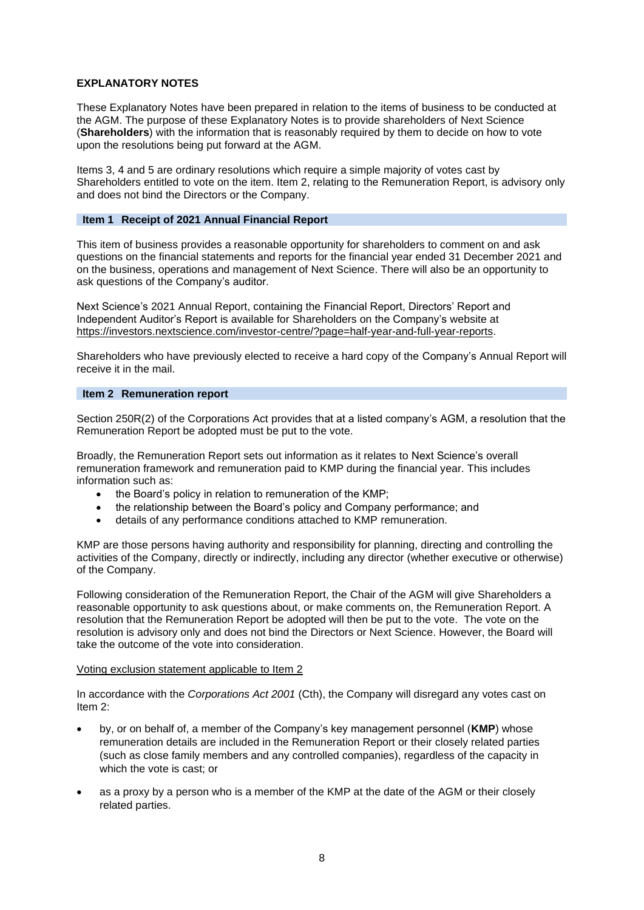## EXPLANATORY NOTES

These Explanatory Notes have been prepared in relation to the items of business to be conducted at the AGM. The purpose of these Explanatory Notes is to provide shareholders of Next Science (**Shareholders**) with the information that is reasonably required by them to decide on how to vote upon the resolutions being put forward at the AGM.

Items 3, 4 and 5 are ordinary resolutions which require a simple majority of votes cast by Shareholders entitled to vote on the item. Item 2, relating to the Remuneration Report, is advisory only and does not bind the Directors or the Company.

### Item 1 Receipt of 2021 Annual Financial Report

This item of business provides a reasonable opportunity for shareholders to comment on and ask questions on the financial statements and reports for the financial year ended 31 December 2021 and on the business, operations and management of Next Science. There will also be an opportunity to ask questions of the Company's auditor.

Next Science's 2021 Annual Report, containing the Financial Report, Directors' Report and Independent Auditor's Report is available for Shareholders on the Company's website at https://investors.nextscience.com/investor-centre/?page=half-year-and-full-year-reports.

Shareholders who have previously elected to receive a hard copy of the Company's Annual Report will receive it in the mail.

### Item 2 Remuneration report

Section 250R(2) of the Corporations Act provides that at a listed company's AGM, a resolution that the Remuneration Report be adopted must be put to the vote.

Broadly, the Remuneration Report sets out information as it relates to Next Science's overall remuneration framework and remuneration paid to KMP during the financial year. This includes information such as:

- the Board's policy in relation to remuneration of the KMP;
- the relationship between the Board's policy and Company performance; and
- details of any performance conditions attached to KMP remuneration.

KMP are those persons having authority and responsibility for planning, directing and controlling the activities of the Company, directly or indirectly, including any director (whether executive or otherwise) of the Company.

Following consideration of the Remuneration Report, the Chair of the AGM will give Shareholders a reasonable opportunity to ask questions about, or make comments on, the Remuneration Report. A resolution that the Remuneration Report be adopted will then be put to the vote. The vote on the resolution is advisory only and does not bind the Directors or Next Science. However, the Board will take the outcome of the vote into consideration.

Voting exclusion statement applicable to Item 2

In accordance with the *Corporations Act 2001* (Cth), the Company will disregard any votes cast on Item 2:

- by, or on behalf of, a member of the Company's key management personnel (**KMP**) whose remuneration details are included in the Remuneration Report or their closely related parties (such as close family members and any controlled companies), regardless of the capacity in which the vote is cast; or
- as a proxy by a person who is a member of the KMP at the date of the AGM or their closely related parties.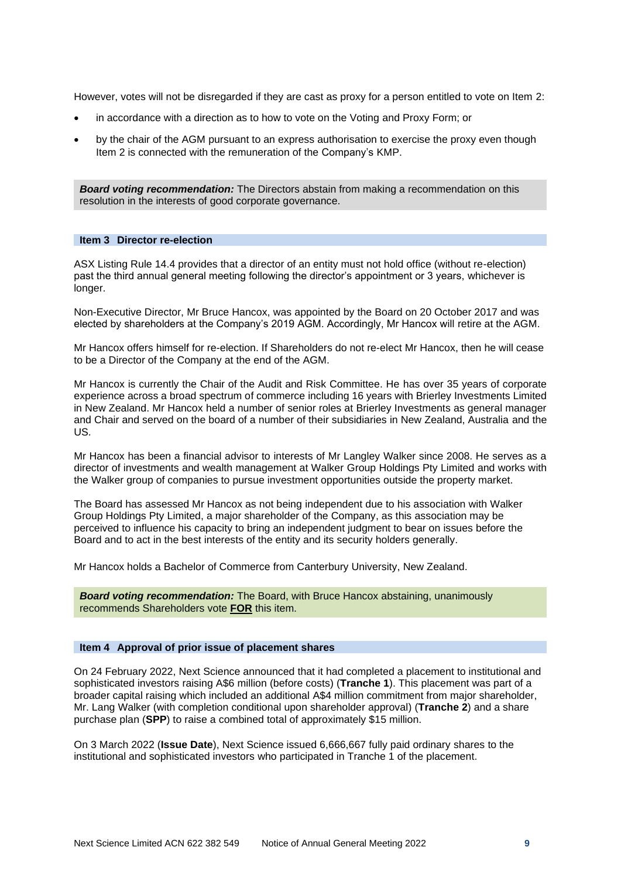However, votes will not be disregarded if they are cast as proxy for a person entitled to vote on Item 2:

- in accordance with a direction as to how to vote on the Voting and Proxy Form; or
- by the chair of the AGM pursuant to an express authorisation to exercise the proxy even though Item 2 is connected with the remuneration of the Company's KMP.

***Board voting recommendation:*** The Directors abstain from making a recommendation on this resolution in the interests of good corporate governance.

### Item 3 Director re-election

ASX Listing Rule 14.4 provides that a director of an entity must not hold office (without re-election) past the third annual general meeting following the director's appointment or 3 years, whichever is longer.

Non-Executive Director, Mr Bruce Hancox, was appointed by the Board on 20 October 2017 and was elected by shareholders at the Company's 2019 AGM. Accordingly, Mr Hancox will retire at the AGM.

Mr Hancox offers himself for re-election. If Shareholders do not re-elect Mr Hancox, then he will cease to be a Director of the Company at the end of the AGM.

Mr Hancox is currently the Chair of the Audit and Risk Committee. He has over 35 years of corporate experience across a broad spectrum of commerce including 16 years with Brierley Investments Limited in New Zealand. Mr Hancox held a number of senior roles at Brierley Investments as general manager and Chair and served on the board of a number of their subsidiaries in New Zealand, Australia and the US.

Mr Hancox has been a financial advisor to interests of Mr Langley Walker since 2008. He serves as a director of investments and wealth management at Walker Group Holdings Pty Limited and works with the Walker group of companies to pursue investment opportunities outside the property market.

The Board has assessed Mr Hancox as not being independent due to his association with Walker Group Holdings Pty Limited, a major shareholder of the Company, as this association may be perceived to influence his capacity to bring an independent judgment to bear on issues before the Board and to act in the best interests of the entity and its security holders generally.

Mr Hancox holds a Bachelor of Commerce from Canterbury University, New Zealand.

***Board voting recommendation:*** The Board, with Bruce Hancox abstaining, unanimously recommends Shareholders vote **FOR** this item.

### Item 4 Approval of prior issue of placement shares

On 24 February 2022, Next Science announced that it had completed a placement to institutional and sophisticated investors raising A$6 million (before costs) (**Tranche 1**). This placement was part of a broader capital raising which included an additional A$4 million commitment from major shareholder, Mr. Lang Walker (with completion conditional upon shareholder approval) (**Tranche 2**) and a share purchase plan (**SPP**) to raise a combined total of approximately $15 million.

On 3 March 2022 (**Issue Date**), Next Science issued 6,666,667 fully paid ordinary shares to the institutional and sophisticated investors who participated in Tranche 1 of the placement.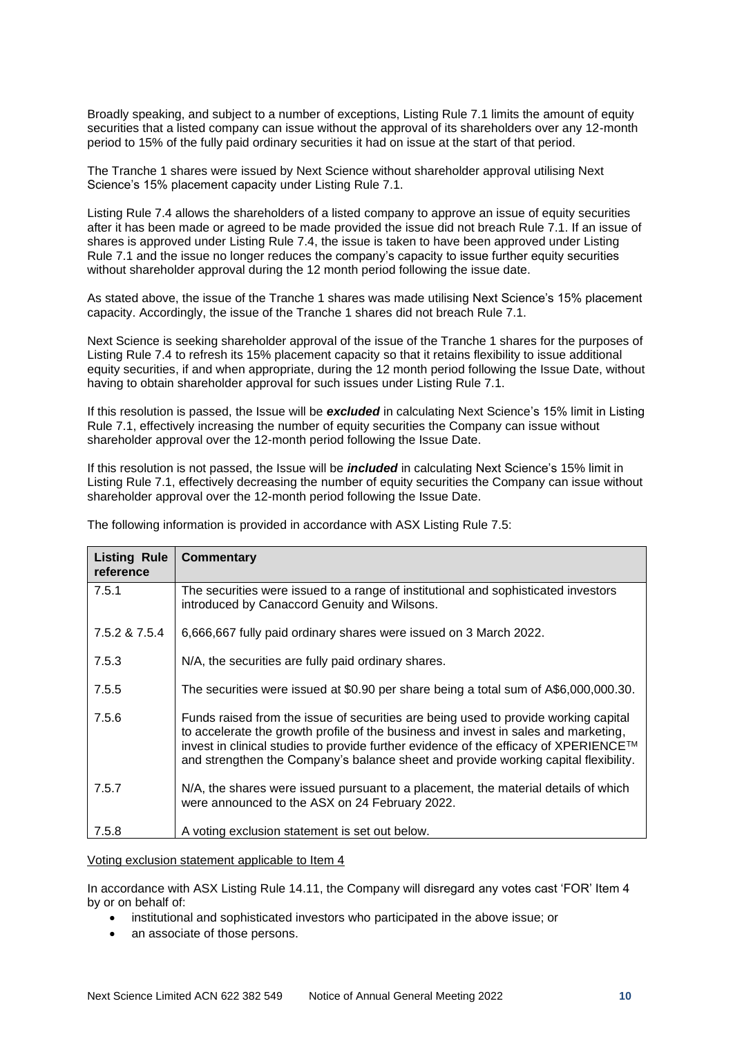Broadly speaking, and subject to a number of exceptions, Listing Rule 7.1 limits the amount of equity securities that a listed company can issue without the approval of its shareholders over any 12-month period to 15% of the fully paid ordinary securities it had on issue at the start of that period.

The Tranche 1 shares were issued by Next Science without shareholder approval utilising Next Science's 15% placement capacity under Listing Rule 7.1.

Listing Rule 7.4 allows the shareholders of a listed company to approve an issue of equity securities after it has been made or agreed to be made provided the issue did not breach Rule 7.1. If an issue of shares is approved under Listing Rule 7.4, the issue is taken to have been approved under Listing Rule 7.1 and the issue no longer reduces the company's capacity to issue further equity securities without shareholder approval during the 12 month period following the issue date.

As stated above, the issue of the Tranche 1 shares was made utilising Next Science's 15% placement capacity. Accordingly, the issue of the Tranche 1 shares did not breach Rule 7.1.

Next Science is seeking shareholder approval of the issue of the Tranche 1 shares for the purposes of Listing Rule 7.4 to refresh its 15% placement capacity so that it retains flexibility to issue additional equity securities, if and when appropriate, during the 12 month period following the Issue Date, without having to obtain shareholder approval for such issues under Listing Rule 7.1.

If this resolution is passed, the Issue will be ***excluded*** in calculating Next Science's 15% limit in Listing Rule 7.1, effectively increasing the number of equity securities the Company can issue without shareholder approval over the 12-month period following the Issue Date.

If this resolution is not passed, the Issue will be ***included*** in calculating Next Science's 15% limit in Listing Rule 7.1, effectively decreasing the number of equity securities the Company can issue without shareholder approval over the 12-month period following the Issue Date.

The following information is provided in accordance with ASX Listing Rule 7.5:

| Listing Rule reference | Commentary |
| --- | --- |
| 7.5.1 | The securities were issued to a range of institutional and sophisticated investors introduced by Canaccord Genuity and Wilsons. |
| 7.5.2 & 7.5.4 | 6,666,667 fully paid ordinary shares were issued on 3 March 2022. |
| 7.5.3 | N/A, the securities are fully paid ordinary shares. |
| 7.5.5 | The securities were issued at $0.90 per share being a total sum of A$6,000,000.30. |
| 7.5.6 | Funds raised from the issue of securities are being used to provide working capital to accelerate the growth profile of the business and invest in sales and marketing, invest in clinical studies to provide further evidence of the efficacy of XPERIENCE™ and strengthen the Company's balance sheet and provide working capital flexibility. |
| 7.5.7 | N/A, the shares were issued pursuant to a placement, the material details of which were announced to the ASX on 24 February 2022. |
| 7.5.8 | A voting exclusion statement is set out below. |

Voting exclusion statement applicable to Item 4

In accordance with ASX Listing Rule 14.11, the Company will disregard any votes cast 'FOR' Item 4 by or on behalf of:

- institutional and sophisticated investors who participated in the above issue; or
- an associate of those persons.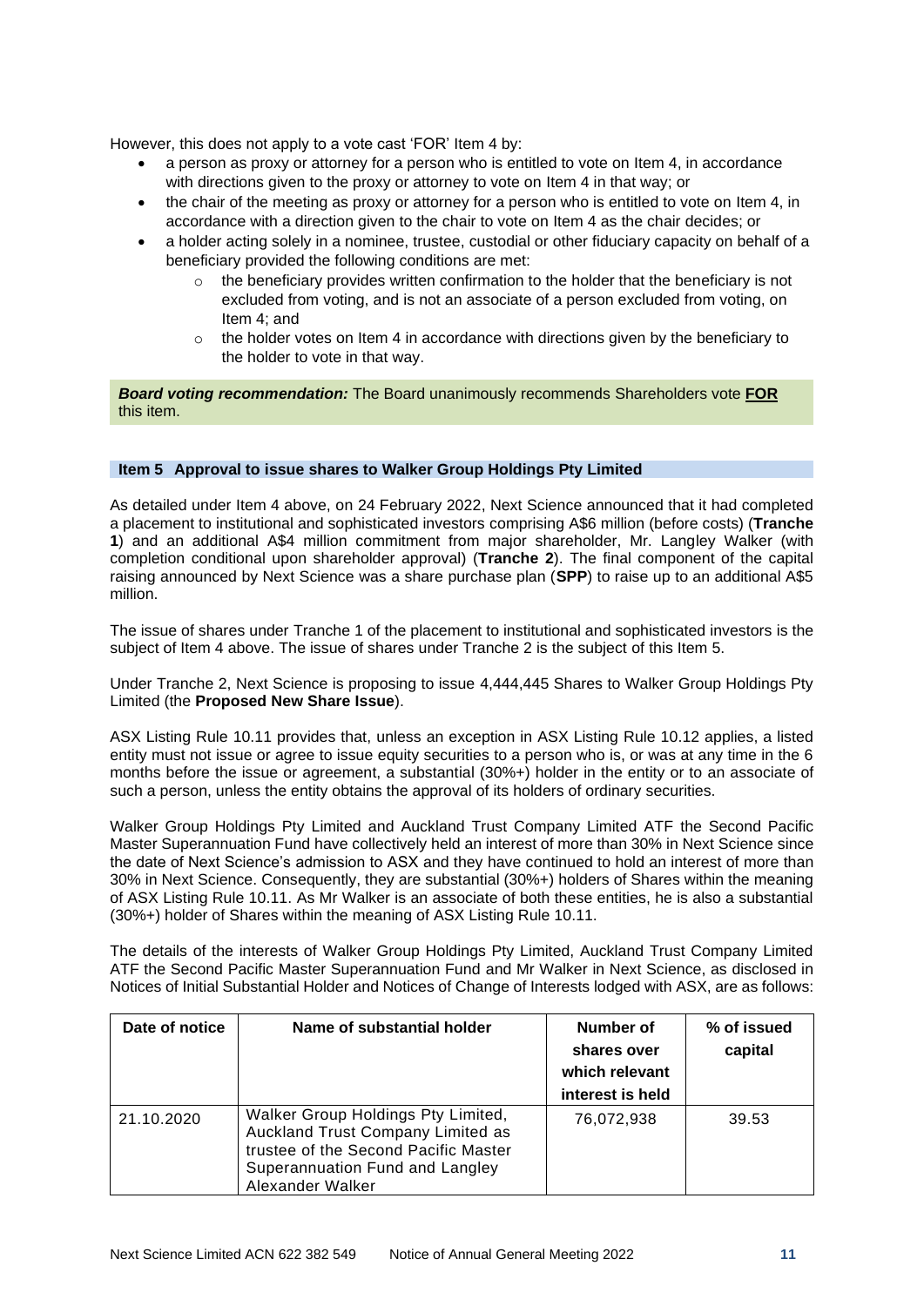However, this does not apply to a vote cast 'FOR' Item 4 by:

- a person as proxy or attorney for a person who is entitled to vote on Item 4, in accordance with directions given to the proxy or attorney to vote on Item 4 in that way; or
- the chair of the meeting as proxy or attorney for a person who is entitled to vote on Item 4, in accordance with a direction given to the chair to vote on Item 4 as the chair decides; or
- a holder acting solely in a nominee, trustee, custodial or other fiduciary capacity on behalf of a beneficiary provided the following conditions are met:
  - the beneficiary provides written confirmation to the holder that the beneficiary is not excluded from voting, and is not an associate of a person excluded from voting, on Item 4; and
  - the holder votes on Item 4 in accordance with directions given by the beneficiary to the holder to vote in that way.

***Board voting recommendation:*** The Board unanimously recommends Shareholders vote **FOR** this item.

### Item 5 Approval to issue shares to Walker Group Holdings Pty Limited

As detailed under Item 4 above, on 24 February 2022, Next Science announced that it had completed a placement to institutional and sophisticated investors comprising A$6 million (before costs) (**Tranche 1**) and an additional A$4 million commitment from major shareholder, Mr. Langley Walker (with completion conditional upon shareholder approval) (**Tranche 2**). The final component of the capital raising announced by Next Science was a share purchase plan (**SPP**) to raise up to an additional A$5 million.

The issue of shares under Tranche 1 of the placement to institutional and sophisticated investors is the subject of Item 4 above. The issue of shares under Tranche 2 is the subject of this Item 5.

Under Tranche 2, Next Science is proposing to issue 4,444,445 Shares to Walker Group Holdings Pty Limited (the **Proposed New Share Issue**).

ASX Listing Rule 10.11 provides that, unless an exception in ASX Listing Rule 10.12 applies, a listed entity must not issue or agree to issue equity securities to a person who is, or was at any time in the 6 months before the issue or agreement, a substantial (30%+) holder in the entity or to an associate of such a person, unless the entity obtains the approval of its holders of ordinary securities.

Walker Group Holdings Pty Limited and Auckland Trust Company Limited ATF the Second Pacific Master Superannuation Fund have collectively held an interest of more than 30% in Next Science since the date of Next Science's admission to ASX and they have continued to hold an interest of more than 30% in Next Science. Consequently, they are substantial (30%+) holders of Shares within the meaning of ASX Listing Rule 10.11. As Mr Walker is an associate of both these entities, he is also a substantial (30%+) holder of Shares within the meaning of ASX Listing Rule 10.11.

The details of the interests of Walker Group Holdings Pty Limited, Auckland Trust Company Limited ATF the Second Pacific Master Superannuation Fund and Mr Walker in Next Science, as disclosed in Notices of Initial Substantial Holder and Notices of Change of Interests lodged with ASX, are as follows:

| Date of notice | Name of substantial holder | Number of shares over which relevant interest is held | % of issued capital |
|---|---|---|---|
| 21.10.2020 | Walker Group Holdings Pty Limited, Auckland Trust Company Limited as trustee of the Second Pacific Master Superannuation Fund and Langley Alexander Walker | 76,072,938 | 39.53 |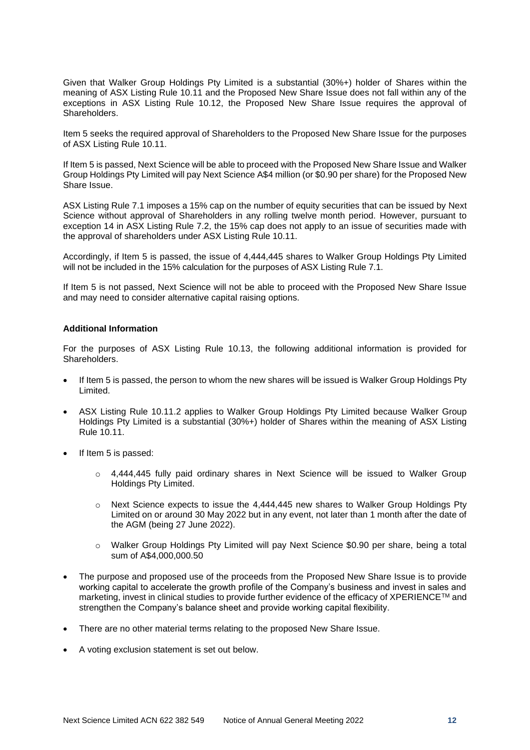Given that Walker Group Holdings Pty Limited is a substantial (30%+) holder of Shares within the meaning of ASX Listing Rule 10.11 and the Proposed New Share Issue does not fall within any of the exceptions in ASX Listing Rule 10.12, the Proposed New Share Issue requires the approval of Shareholders.

Item 5 seeks the required approval of Shareholders to the Proposed New Share Issue for the purposes of ASX Listing Rule 10.11.

If Item 5 is passed, Next Science will be able to proceed with the Proposed New Share Issue and Walker Group Holdings Pty Limited will pay Next Science A$4 million (or $0.90 per share) for the Proposed New Share Issue.

ASX Listing Rule 7.1 imposes a 15% cap on the number of equity securities that can be issued by Next Science without approval of Shareholders in any rolling twelve month period. However, pursuant to exception 14 in ASX Listing Rule 7.2, the 15% cap does not apply to an issue of securities made with the approval of shareholders under ASX Listing Rule 10.11.

Accordingly, if Item 5 is passed, the issue of 4,444,445 shares to Walker Group Holdings Pty Limited will not be included in the 15% calculation for the purposes of ASX Listing Rule 7.1.

If Item 5 is not passed, Next Science will not be able to proceed with the Proposed New Share Issue and may need to consider alternative capital raising options.

**Additional Information**

For the purposes of ASX Listing Rule 10.13, the following additional information is provided for Shareholders.

- If Item 5 is passed, the person to whom the new shares will be issued is Walker Group Holdings Pty Limited.
- ASX Listing Rule 10.11.2 applies to Walker Group Holdings Pty Limited because Walker Group Holdings Pty Limited is a substantial (30%+) holder of Shares within the meaning of ASX Listing Rule 10.11.
- If Item 5 is passed:
    - 4,444,445 fully paid ordinary shares in Next Science will be issued to Walker Group Holdings Pty Limited.
    - Next Science expects to issue the 4,444,445 new shares to Walker Group Holdings Pty Limited on or around 30 May 2022 but in any event, not later than 1 month after the date of the AGM (being 27 June 2022).
    - Walker Group Holdings Pty Limited will pay Next Science $0.90 per share, being a total sum of A$4,000,000.50
- The purpose and proposed use of the proceeds from the Proposed New Share Issue is to provide working capital to accelerate the growth profile of the Company's business and invest in sales and marketing, invest in clinical studies to provide further evidence of the efficacy of XPERIENCE™ and strengthen the Company's balance sheet and provide working capital flexibility.
- There are no other material terms relating to the proposed New Share Issue.
- A voting exclusion statement is set out below.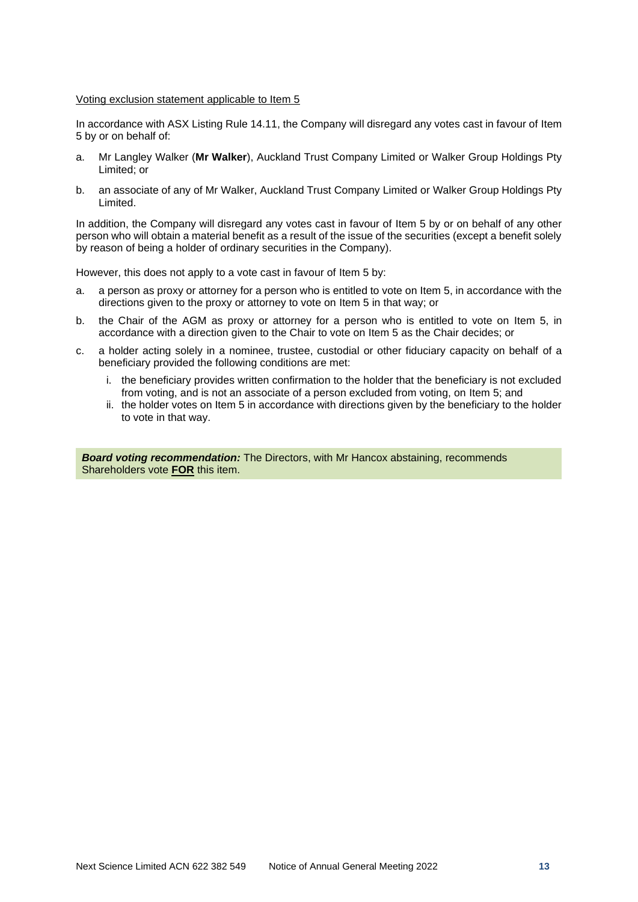Voting exclusion statement applicable to Item 5

In accordance with ASX Listing Rule 14.11, the Company will disregard any votes cast in favour of Item 5 by or on behalf of:

a. Mr Langley Walker (**Mr Walker**), Auckland Trust Company Limited or Walker Group Holdings Pty Limited; or

b. an associate of any of Mr Walker, Auckland Trust Company Limited or Walker Group Holdings Pty Limited.

In addition, the Company will disregard any votes cast in favour of Item 5 by or on behalf of any other person who will obtain a material benefit as a result of the issue of the securities (except a benefit solely by reason of being a holder of ordinary securities in the Company).

However, this does not apply to a vote cast in favour of Item 5 by:

a. a person as proxy or attorney for a person who is entitled to vote on Item 5, in accordance with the directions given to the proxy or attorney to vote on Item 5 in that way; or

b. the Chair of the AGM as proxy or attorney for a person who is entitled to vote on Item 5, in accordance with a direction given to the Chair to vote on Item 5 as the Chair decides; or

c. a holder acting solely in a nominee, trustee, custodial or other fiduciary capacity on behalf of a beneficiary provided the following conditions are met:

   i. the beneficiary provides written confirmation to the holder that the beneficiary is not excluded from voting, and is not an associate of a person excluded from voting, on Item 5; and

   ii. the holder votes on Item 5 in accordance with directions given by the beneficiary to the holder to vote in that way.

***Board voting recommendation:*** The Directors, with Mr Hancox abstaining, recommends Shareholders vote **FOR** this item.